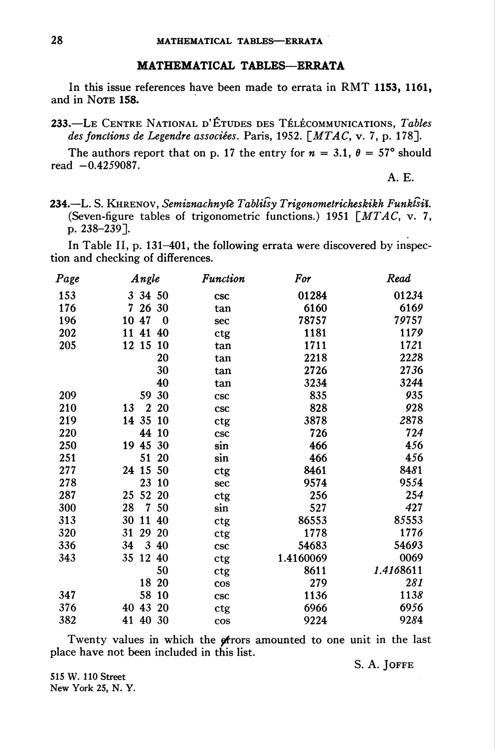## MATHEMATICAL TABLES—ERRATA

In this issue references have been made to errata in RMT **1153, 1161,** and in NOTE **158.**

**233.**—LE CENTRE NATIONAL D'ÉTUDES DES TÉLÉCOMMUNICATIONS, *Tables des fonctions de Legendre associées.* Paris, 1952. [*MTAC*, v. 7, p. 178].

The authors report that on p. 17 the entry for $n = 3.1$, $\theta = 57°$ should read $-0.4259087$.

A. E.

**234.**—L. S. KHRENOV, *Semiznachnyĕ Tablitsy Trigonometricheskikh Funktsiĭ.* (Seven-figure tables of trigonometric functions.) 1951 [*MTAC*, v. 7, p. 238–239].

In Table II, p. 131–401, the following errata were discovered by inspection and checking of differences.

| *Page* | *Angle* | *Function* | *For* | *Read* |
|---|---|---|---|---|
| 153 | 3 34 50 | csc | 01284 | 01234 |
| 176 | 7 26 30 | tan | 6160 | 6169 |
| 196 | 10 47 0 | sec | 78757 | 79757 |
| 202 | 11 41 40 | ctg | 1181 | 1179 |
| 205 | 12 15 10 | tan | 1711 | 1721 |
| | 20 | tan | 2218 | 2228 |
| | 30 | tan | 2726 | 2736 |
| | 40 | tan | 3234 | 3244 |
| 209 | 59 30 | csc | 835 | 935 |
| 210 | 13 2 20 | csc | 828 | 928 |
| 219 | 14 35 10 | ctg | 3878 | 2878 |
| 220 | 44 10 | csc | 726 | 724 |
| 250 | 19 45 30 | sin | 466 | 456 |
| 251 | 51 20 | sin | 466 | 456 |
| 277 | 24 15 50 | ctg | 8461 | 8481 |
| 278 | 23 10 | sec | 9574 | 9554 |
| 287 | 25 52 20 | ctg | 256 | 254 |
| 300 | 28 7 50 | sin | 527 | 427 |
| 313 | 30 11 40 | ctg | 86553 | 85553 |
| 320 | 31 29 20 | ctg | 1778 | 1776 |
| 336 | 34 3 40 | csc | 54683 | 54693 |
| 343 | 35 12 40 | ctg | 1.4160069 | 0069 |
| | 50 | ctg | 8611 | 1.4168611 |
| | 18 20 | cos | 279 | 281 |
| 347 | 58 10 | csc | 1136 | 1138 |
| 376 | 40 43 20 | ctg | 6966 | 6956 |
| 382 | 41 40 30 | cos | 9224 | 9284 |

Twenty values in which the errors amounted to one unit in the last place have not been included in this list.

S. A. JOFFE

515 W. 110 Street
New York 25, N. Y.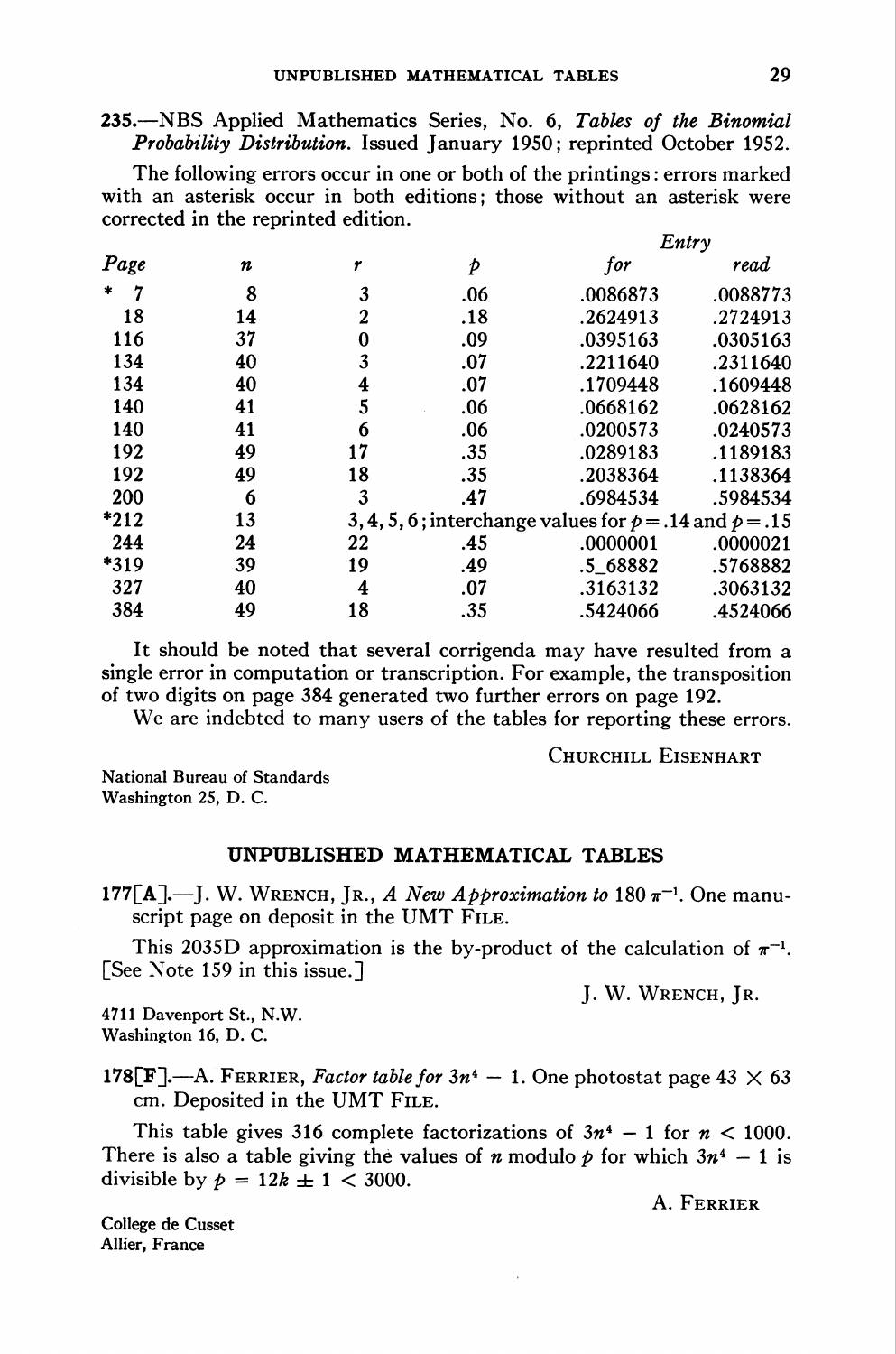**235.**—NBS Applied Mathematics Series, No. 6, *Tables of the Binomial Probability Distribution.* Issued January 1950; reprinted October 1952.

The following errors occur in one or both of the printings: errors marked with an asterisk occur in both editions; those without an asterisk were corrected in the reprinted edition.

| | | | | Entry | |
|---|---|---|---|---|---|
| Page | $n$ | $r$ | $p$ | for | read |
| * 7 | 8 | 3 | .06 | .0086873 | .0088773 |
| 18 | 14 | 2 | .18 | .2624913 | .2724913 |
| 116 | 37 | 0 | .09 | .0395163 | .0305163 |
| 134 | 40 | 3 | .07 | .2211640 | .2311640 |
| 134 | 40 | 4 | .07 | .1709448 | .1609448 |
| 140 | 41 | 5 | .06 | .0668162 | .0628162 |
| 140 | 41 | 6 | .06 | .0200573 | .0240573 |
| 192 | 49 | 17 | .35 | .0289183 | .1189183 |
| 192 | 49 | 18 | .35 | .2038364 | .1138364 |
| 200 | 6 | 3 | .47 | .6984534 | .5984534 |
| *212 | 13 | 3, 4, 5, 6; interchange values for $p = .14$ and $p = .15$ | | | |
| 244 | 24 | 22 | .45 | .0000001 | .0000021 |
| *319 | 39 | 19 | .49 | .5_68882 | .5768882 |
| 327 | 40 | 4 | .07 | .3163132 | .3063132 |
| 384 | 49 | 18 | .35 | .5424066 | .4524066 |

It should be noted that several corrigenda may have resulted from a single error in computation or transcription. For example, the transposition of two digits on page 384 generated two further errors on page 192.

We are indebted to many users of the tables for reporting these errors.

CHURCHILL EISENHART

National Bureau of Standards
Washington 25, D. C.

## UNPUBLISHED MATHEMATICAL TABLES

**177[A].**—J. W. WRENCH, JR., *A New Approximation to* $180\,\pi^{-1}$. One manuscript page on deposit in the UMT FILE.

This 2035D approximation is the by-product of the calculation of $\pi^{-1}$. [See Note 159 in this issue.]

J. W. WRENCH, JR.

4711 Davenport St., N.W.
Washington 16, D. C.

**178[F].**—A. FERRIER, *Factor table for* $3n^4 - 1$. One photostat page $43 \times 63$ cm. Deposited in the UMT FILE.

This table gives 316 complete factorizations of $3n^4 - 1$ for $n < 1000$. There is also a table giving the values of $n$ modulo $p$ for which $3n^4 - 1$ is divisible by $p = 12k \pm 1 < 3000$.

A. FERRIER

College de Cusset
Allier, France